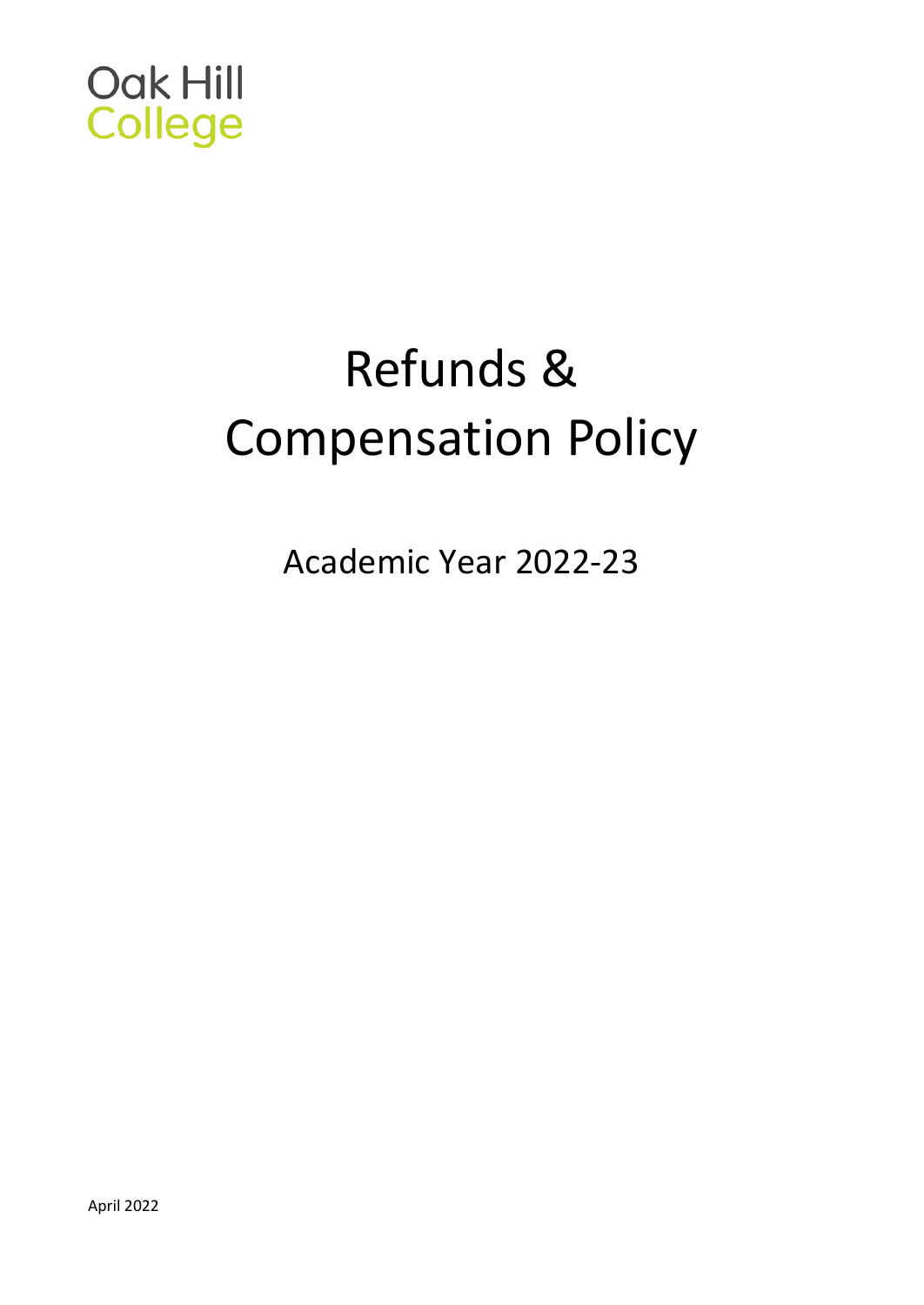Oak Hill
College

# Refunds & Compensation Policy

Academic Year 2022-23

April 2022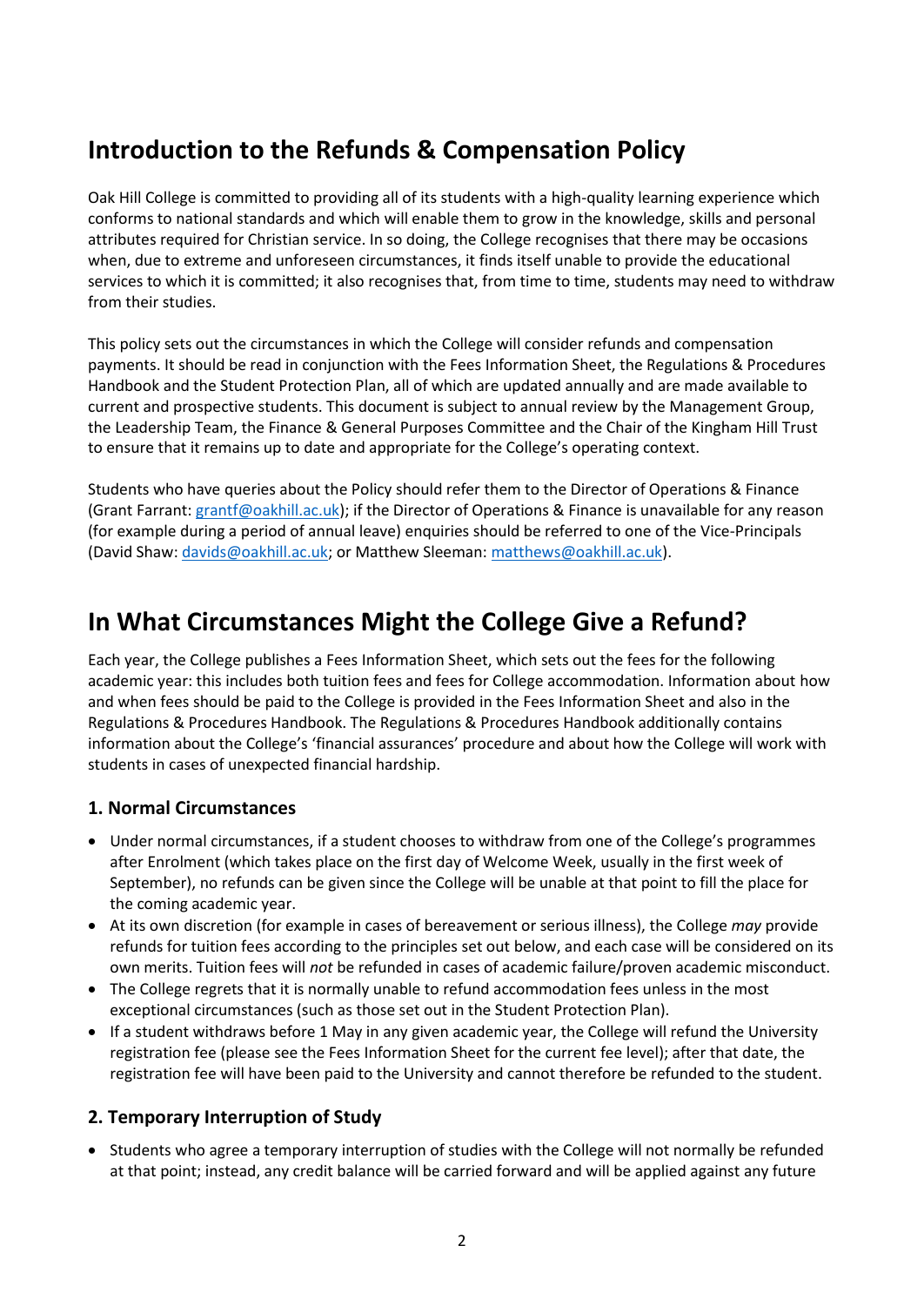# Introduction to the Refunds & Compensation Policy

Oak Hill College is committed to providing all of its students with a high-quality learning experience which conforms to national standards and which will enable them to grow in the knowledge, skills and personal attributes required for Christian service. In so doing, the College recognises that there may be occasions when, due to extreme and unforeseen circumstances, it finds itself unable to provide the educational services to which it is committed; it also recognises that, from time to time, students may need to withdraw from their studies.

This policy sets out the circumstances in which the College will consider refunds and compensation payments. It should be read in conjunction with the Fees Information Sheet, the Regulations & Procedures Handbook and the Student Protection Plan, all of which are updated annually and are made available to current and prospective students. This document is subject to annual review by the Management Group, the Leadership Team, the Finance & General Purposes Committee and the Chair of the Kingham Hill Trust to ensure that it remains up to date and appropriate for the College's operating context.

Students who have queries about the Policy should refer them to the Director of Operations & Finance (Grant Farrant: grantf@oakhill.ac.uk); if the Director of Operations & Finance is unavailable for any reason (for example during a period of annual leave) enquiries should be referred to one of the Vice-Principals (David Shaw: davids@oakhill.ac.uk; or Matthew Sleeman: matthews@oakhill.ac.uk).

# In What Circumstances Might the College Give a Refund?

Each year, the College publishes a Fees Information Sheet, which sets out the fees for the following academic year: this includes both tuition fees and fees for College accommodation. Information about how and when fees should be paid to the College is provided in the Fees Information Sheet and also in the Regulations & Procedures Handbook. The Regulations & Procedures Handbook additionally contains information about the College's 'financial assurances' procedure and about how the College will work with students in cases of unexpected financial hardship.

### 1. Normal Circumstances

- Under normal circumstances, if a student chooses to withdraw from one of the College's programmes after Enrolment (which takes place on the first day of Welcome Week, usually in the first week of September), no refunds can be given since the College will be unable at that point to fill the place for the coming academic year.
- At its own discretion (for example in cases of bereavement or serious illness), the College *may* provide refunds for tuition fees according to the principles set out below, and each case will be considered on its own merits. Tuition fees will *not* be refunded in cases of academic failure/proven academic misconduct.
- The College regrets that it is normally unable to refund accommodation fees unless in the most exceptional circumstances (such as those set out in the Student Protection Plan).
- If a student withdraws before 1 May in any given academic year, the College will refund the University registration fee (please see the Fees Information Sheet for the current fee level); after that date, the registration fee will have been paid to the University and cannot therefore be refunded to the student.

### 2. Temporary Interruption of Study

- Students who agree a temporary interruption of studies with the College will not normally be refunded at that point; instead, any credit balance will be carried forward and will be applied against any future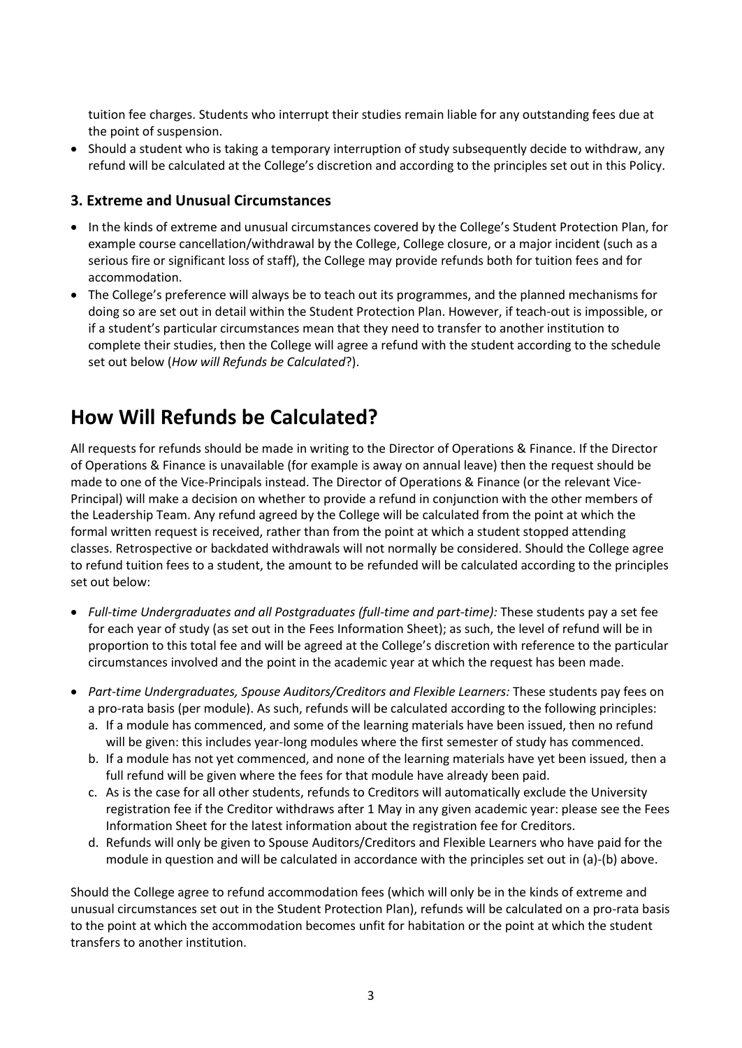tuition fee charges. Students who interrupt their studies remain liable for any outstanding fees due at the point of suspension.

- Should a student who is taking a temporary interruption of study subsequently decide to withdraw, any refund will be calculated at the College's discretion and according to the principles set out in this Policy.

### 3. Extreme and Unusual Circumstances

- In the kinds of extreme and unusual circumstances covered by the College's Student Protection Plan, for example course cancellation/withdrawal by the College, College closure, or a major incident (such as a serious fire or significant loss of staff), the College may provide refunds both for tuition fees and for accommodation.
- The College's preference will always be to teach out its programmes, and the planned mechanisms for doing so are set out in detail within the Student Protection Plan. However, if teach-out is impossible, or if a student's particular circumstances mean that they need to transfer to another institution to complete their studies, then the College will agree a refund with the student according to the schedule set out below (*How will Refunds be Calculated*?).

## How Will Refunds be Calculated?

All requests for refunds should be made in writing to the Director of Operations & Finance. If the Director of Operations & Finance is unavailable (for example is away on annual leave) then the request should be made to one of the Vice-Principals instead. The Director of Operations & Finance (or the relevant Vice-Principal) will make a decision on whether to provide a refund in conjunction with the other members of the Leadership Team. Any refund agreed by the College will be calculated from the point at which the formal written request is received, rather than from the point at which a student stopped attending classes. Retrospective or backdated withdrawals will not normally be considered. Should the College agree to refund tuition fees to a student, the amount to be refunded will be calculated according to the principles set out below:

- *Full-time Undergraduates and all Postgraduates (full-time and part-time):* These students pay a set fee for each year of study (as set out in the Fees Information Sheet); as such, the level of refund will be in proportion to this total fee and will be agreed at the College's discretion with reference to the particular circumstances involved and the point in the academic year at which the request has been made.

- *Part-time Undergraduates, Spouse Auditors/Creditors and Flexible Learners:* These students pay fees on a pro-rata basis (per module). As such, refunds will be calculated according to the following principles:
  a. If a module has commenced, and some of the learning materials have been issued, then no refund will be given: this includes year-long modules where the first semester of study has commenced.
  b. If a module has not yet commenced, and none of the learning materials have yet been issued, then a full refund will be given where the fees for that module have already been paid.
  c. As is the case for all other students, refunds to Creditors will automatically exclude the University registration fee if the Creditor withdraws after 1 May in any given academic year: please see the Fees Information Sheet for the latest information about the registration fee for Creditors.
  d. Refunds will only be given to Spouse Auditors/Creditors and Flexible Learners who have paid for the module in question and will be calculated in accordance with the principles set out in (a)-(b) above.

Should the College agree to refund accommodation fees (which will only be in the kinds of extreme and unusual circumstances set out in the Student Protection Plan), refunds will be calculated on a pro-rata basis to the point at which the accommodation becomes unfit for habitation or the point at which the student transfers to another institution.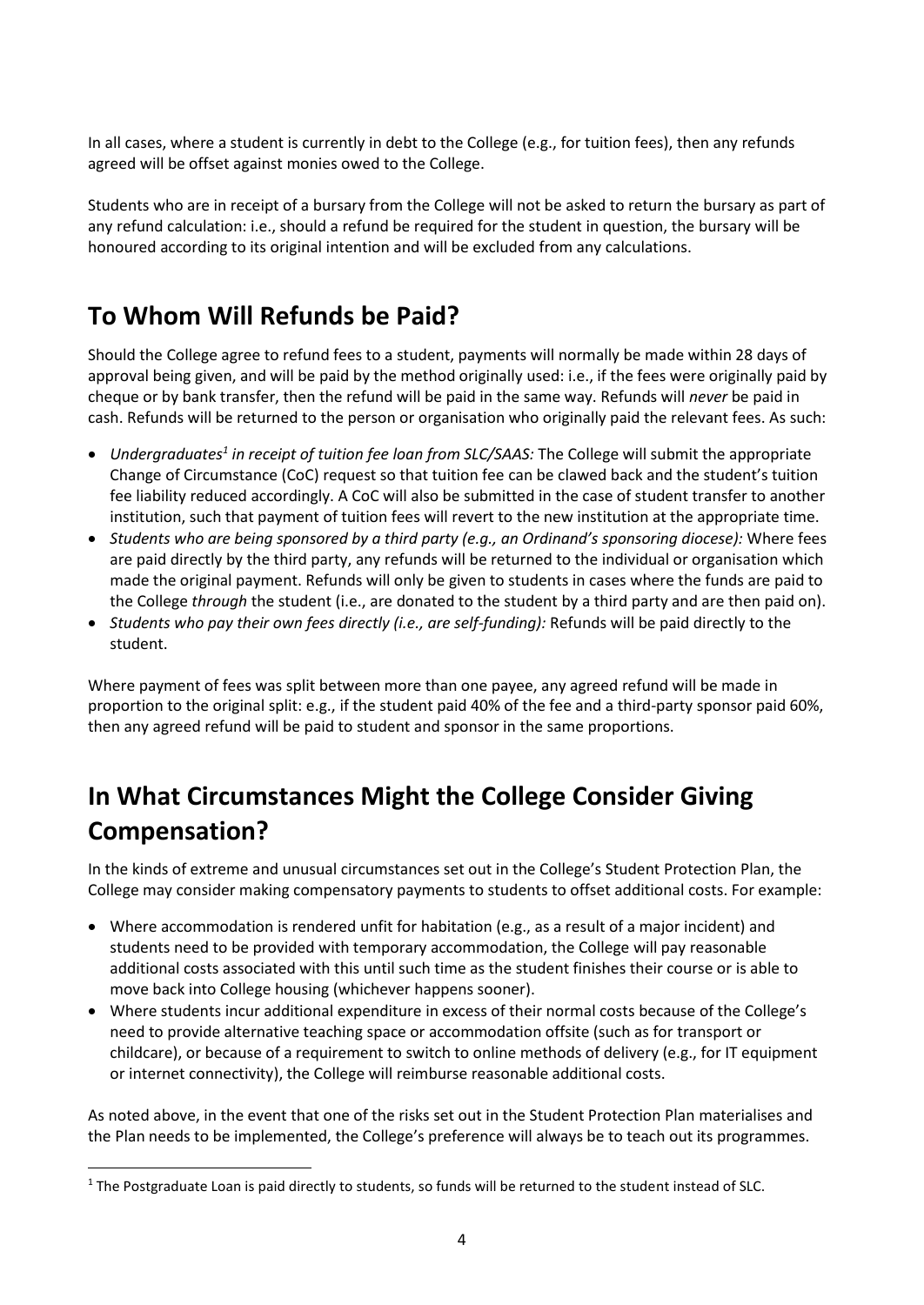In all cases, where a student is currently in debt to the College (e.g., for tuition fees), then any refunds agreed will be offset against monies owed to the College.

Students who are in receipt of a bursary from the College will not be asked to return the bursary as part of any refund calculation: i.e., should a refund be required for the student in question, the bursary will be honoured according to its original intention and will be excluded from any calculations.

## To Whom Will Refunds be Paid?

Should the College agree to refund fees to a student, payments will normally be made within 28 days of approval being given, and will be paid by the method originally used: i.e., if the fees were originally paid by cheque or by bank transfer, then the refund will be paid in the same way. Refunds will *never* be paid in cash. Refunds will be returned to the person or organisation who originally paid the relevant fees. As such:

- *Undergraduates[1] in receipt of tuition fee loan from SLC/SAAS:* The College will submit the appropriate Change of Circumstance (CoC) request so that tuition fee can be clawed back and the student's tuition fee liability reduced accordingly. A CoC will also be submitted in the case of student transfer to another institution, such that payment of tuition fees will revert to the new institution at the appropriate time.
- *Students who are being sponsored by a third party (e.g., an Ordinand's sponsoring diocese):* Where fees are paid directly by the third party, any refunds will be returned to the individual or organisation which made the original payment. Refunds will only be given to students in cases where the funds are paid to the College *through* the student (i.e., are donated to the student by a third party and are then paid on).
- *Students who pay their own fees directly (i.e., are self-funding):* Refunds will be paid directly to the student.

Where payment of fees was split between more than one payee, any agreed refund will be made in proportion to the original split: e.g., if the student paid 40% of the fee and a third-party sponsor paid 60%, then any agreed refund will be paid to student and sponsor in the same proportions.

## In What Circumstances Might the College Consider Giving Compensation?

In the kinds of extreme and unusual circumstances set out in the College's Student Protection Plan, the College may consider making compensatory payments to students to offset additional costs. For example:

- Where accommodation is rendered unfit for habitation (e.g., as a result of a major incident) and students need to be provided with temporary accommodation, the College will pay reasonable additional costs associated with this until such time as the student finishes their course or is able to move back into College housing (whichever happens sooner).
- Where students incur additional expenditure in excess of their normal costs because of the College's need to provide alternative teaching space or accommodation offsite (such as for transport or childcare), or because of a requirement to switch to online methods of delivery (e.g., for IT equipment or internet connectivity), the College will reimburse reasonable additional costs.

As noted above, in the event that one of the risks set out in the Student Protection Plan materialises and the Plan needs to be implemented, the College's preference will always be to teach out its programmes.

[1] The Postgraduate Loan is paid directly to students, so funds will be returned to the student instead of SLC.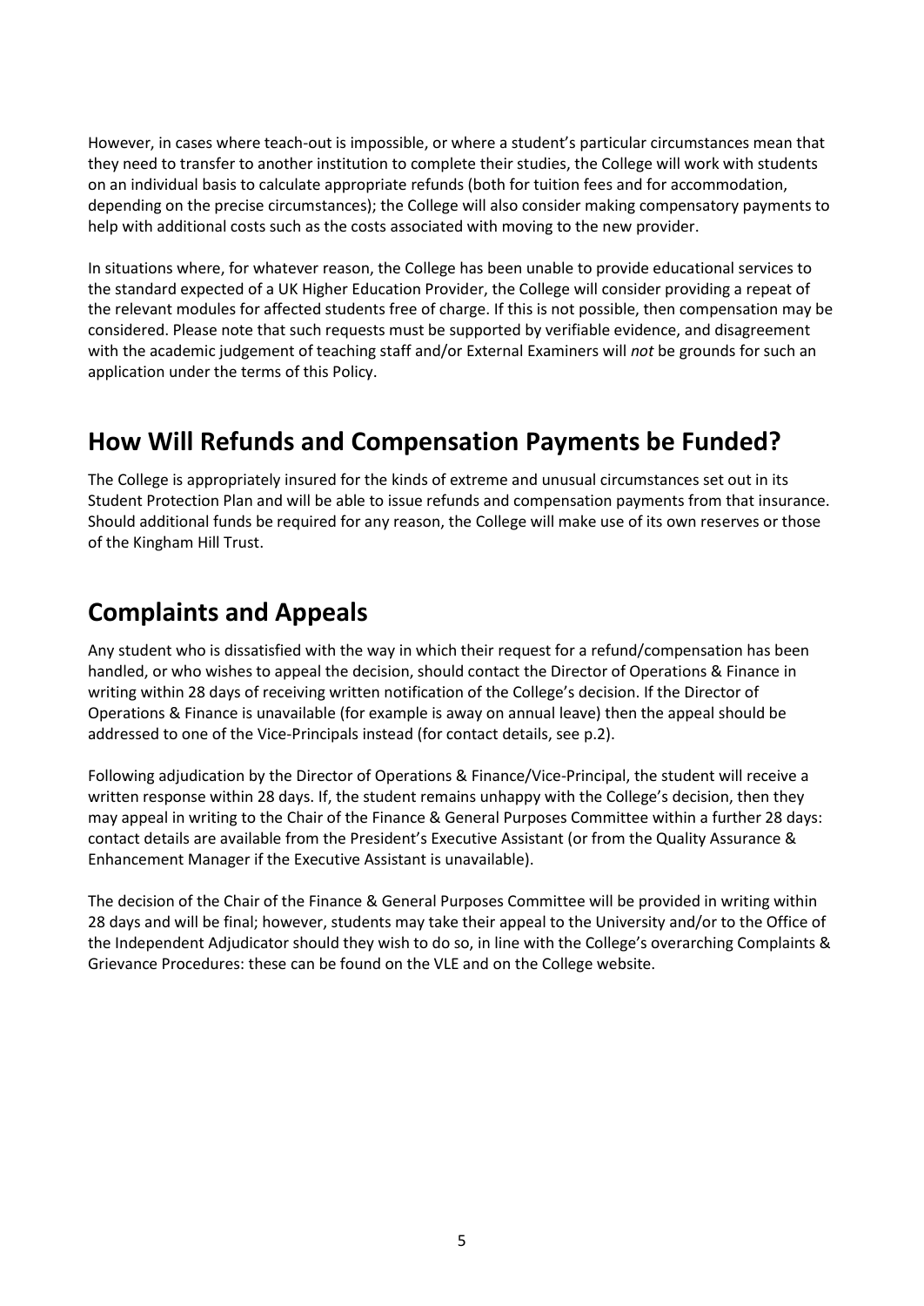However, in cases where teach-out is impossible, or where a student's particular circumstances mean that they need to transfer to another institution to complete their studies, the College will work with students on an individual basis to calculate appropriate refunds (both for tuition fees and for accommodation, depending on the precise circumstances); the College will also consider making compensatory payments to help with additional costs such as the costs associated with moving to the new provider.

In situations where, for whatever reason, the College has been unable to provide educational services to the standard expected of a UK Higher Education Provider, the College will consider providing a repeat of the relevant modules for affected students free of charge. If this is not possible, then compensation may be considered. Please note that such requests must be supported by verifiable evidence, and disagreement with the academic judgement of teaching staff and/or External Examiners will *not* be grounds for such an application under the terms of this Policy.

## How Will Refunds and Compensation Payments be Funded?

The College is appropriately insured for the kinds of extreme and unusual circumstances set out in its Student Protection Plan and will be able to issue refunds and compensation payments from that insurance. Should additional funds be required for any reason, the College will make use of its own reserves or those of the Kingham Hill Trust.

## Complaints and Appeals

Any student who is dissatisfied with the way in which their request for a refund/compensation has been handled, or who wishes to appeal the decision, should contact the Director of Operations & Finance in writing within 28 days of receiving written notification of the College's decision. If the Director of Operations & Finance is unavailable (for example is away on annual leave) then the appeal should be addressed to one of the Vice-Principals instead (for contact details, see p.2).

Following adjudication by the Director of Operations & Finance/Vice-Principal, the student will receive a written response within 28 days. If, the student remains unhappy with the College's decision, then they may appeal in writing to the Chair of the Finance & General Purposes Committee within a further 28 days: contact details are available from the President's Executive Assistant (or from the Quality Assurance & Enhancement Manager if the Executive Assistant is unavailable).

The decision of the Chair of the Finance & General Purposes Committee will be provided in writing within 28 days and will be final; however, students may take their appeal to the University and/or to the Office of the Independent Adjudicator should they wish to do so, in line with the College's overarching Complaints & Grievance Procedures: these can be found on the VLE and on the College website.